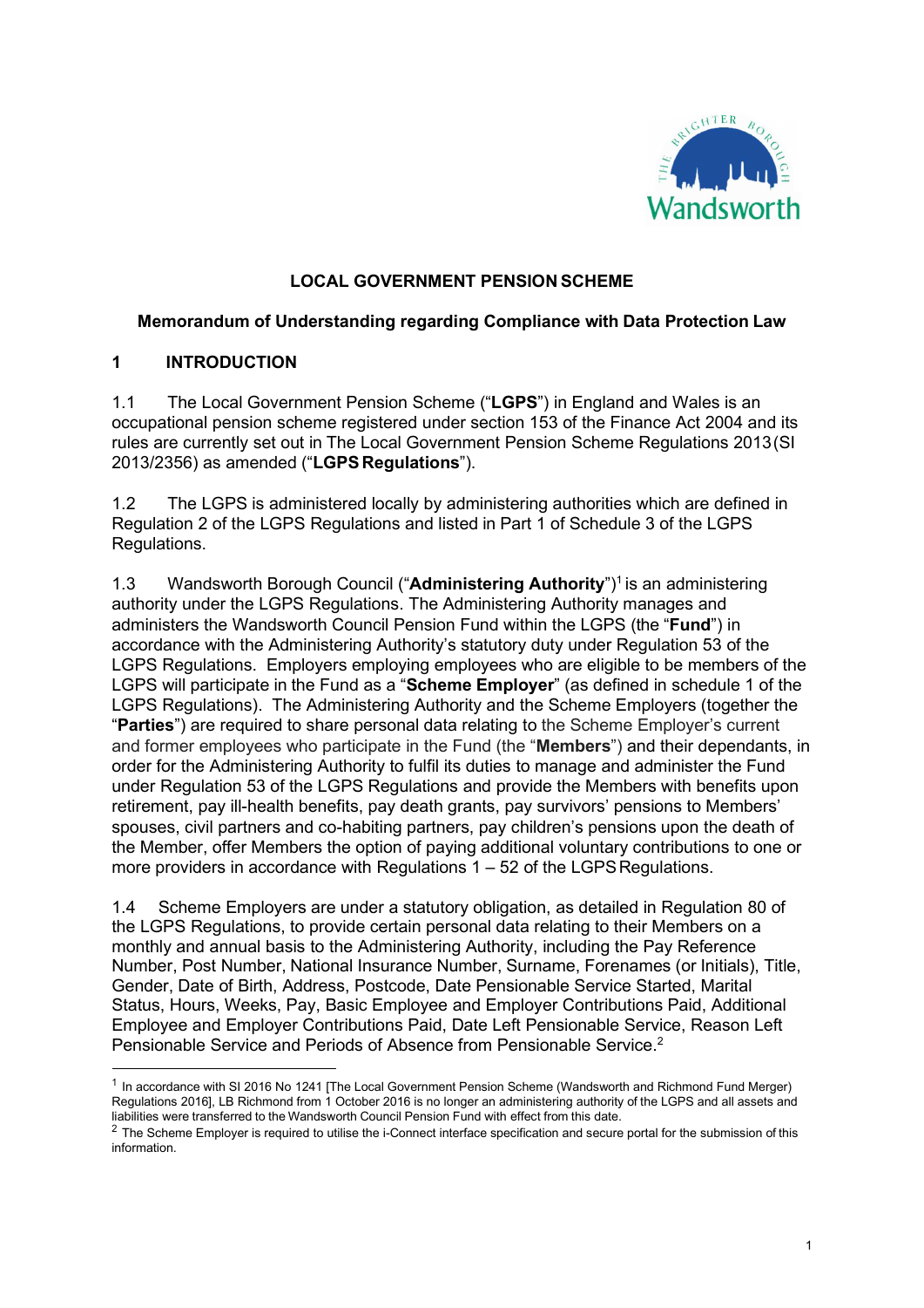# LOCAL GOVERNMENT PENSION SCHEME

## Memorandum of Understanding regarding Compliance with Data Protection Law

## 1 INTRODUCTION

1.1 The Local Government Pension Scheme ("**LGPS**") in England and Wales is an occupational pension scheme registered under section 153 of the Finance Act 2004 and its rules are currently set out in The Local Government Pension Scheme Regulations 2013 (SI 2013/2356) as amended ("**LGPS Regulations**").

1.2 The LGPS is administered locally by administering authorities which are defined in Regulation 2 of the LGPS Regulations and listed in Part 1 of Schedule 3 of the LGPS Regulations.

1.3 Wandsworth Borough Council ("**Administering Authority**")[1] is an administering authority under the LGPS Regulations. The Administering Authority manages and administers the Wandsworth Council Pension Fund within the LGPS (the "**Fund**") in accordance with the Administering Authority's statutory duty under Regulation 53 of the LGPS Regulations. Employers employing employees who are eligible to be members of the LGPS will participate in the Fund as a "**Scheme Employer**" (as defined in schedule 1 of the LGPS Regulations). The Administering Authority and the Scheme Employers (together the "**Parties**") are required to share personal data relating to the Scheme Employer's current and former employees who participate in the Fund (the "**Members**") and their dependants, in order for the Administering Authority to fulfil its duties to manage and administer the Fund under Regulation 53 of the LGPS Regulations and provide the Members with benefits upon retirement, pay ill-health benefits, pay death grants, pay survivors' pensions to Members' spouses, civil partners and co-habiting partners, pay children's pensions upon the death of the Member, offer Members the option of paying additional voluntary contributions to one or more providers in accordance with Regulations 1 – 52 of the LGPS Regulations.

1.4 Scheme Employers are under a statutory obligation, as detailed in Regulation 80 of the LGPS Regulations, to provide certain personal data relating to their Members on a monthly and annual basis to the Administering Authority, including the Pay Reference Number, Post Number, National Insurance Number, Surname, Forenames (or Initials), Title, Gender, Date of Birth, Address, Postcode, Date Pensionable Service Started, Marital Status, Hours, Weeks, Pay, Basic Employee and Employer Contributions Paid, Additional Employee and Employer Contributions Paid, Date Left Pensionable Service, Reason Left Pensionable Service and Periods of Absence from Pensionable Service.[2]

---

[1] In accordance with SI 2016 No 1241 [The Local Government Pension Scheme (Wandsworth and Richmond Fund Merger) Regulations 2016], LB Richmond from 1 October 2016 is no longer an administering authority of the LGPS and all assets and liabilities were transferred to the Wandsworth Council Pension Fund with effect from this date.

[2] The Scheme Employer is required to utilise the i-Connect interface specification and secure portal for the submission of this information.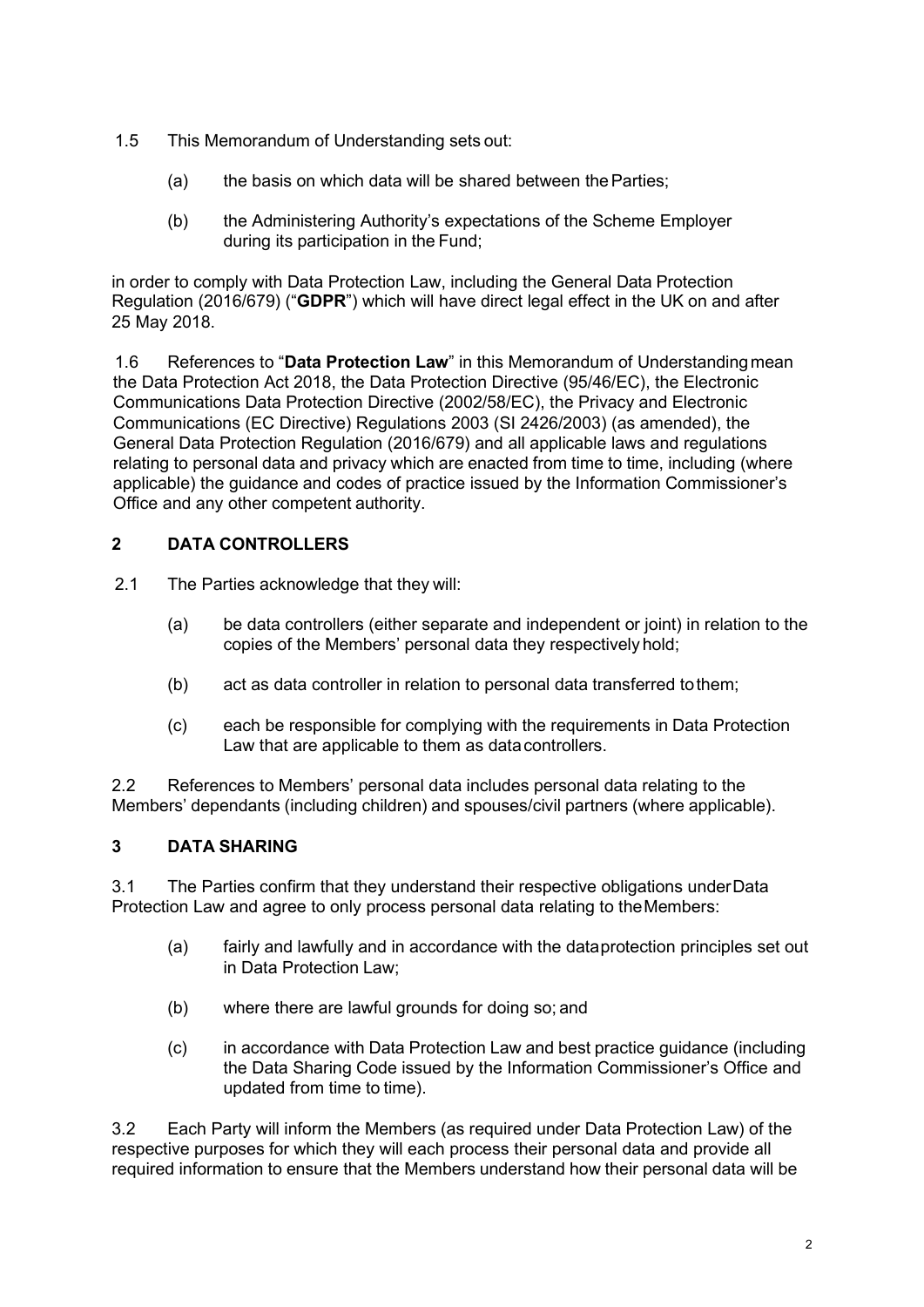1.5 This Memorandum of Understanding sets out:

(a) the basis on which data will be shared between the Parties;

(b) the Administering Authority's expectations of the Scheme Employer during its participation in the Fund;

in order to comply with Data Protection Law, including the General Data Protection Regulation (2016/679) ("**GDPR**") which will have direct legal effect in the UK on and after 25 May 2018.

1.6 References to "**Data Protection Law**" in this Memorandum of Understanding mean the Data Protection Act 2018, the Data Protection Directive (95/46/EC), the Electronic Communications Data Protection Directive (2002/58/EC), the Privacy and Electronic Communications (EC Directive) Regulations 2003 (SI 2426/2003) (as amended), the General Data Protection Regulation (2016/679) and all applicable laws and regulations relating to personal data and privacy which are enacted from time to time, including (where applicable) the guidance and codes of practice issued by the Information Commissioner's Office and any other competent authority.

## 2 DATA CONTROLLERS

2.1 The Parties acknowledge that they will:

(a) be data controllers (either separate and independent or joint) in relation to the copies of the Members' personal data they respectively hold;

(b) act as data controller in relation to personal data transferred to them;

(c) each be responsible for complying with the requirements in Data Protection Law that are applicable to them as data controllers.

2.2 References to Members' personal data includes personal data relating to the Members' dependants (including children) and spouses/civil partners (where applicable).

## 3 DATA SHARING

3.1 The Parties confirm that they understand their respective obligations under Data Protection Law and agree to only process personal data relating to the Members:

(a) fairly and lawfully and in accordance with the data protection principles set out in Data Protection Law;

(b) where there are lawful grounds for doing so; and

(c) in accordance with Data Protection Law and best practice guidance (including the Data Sharing Code issued by the Information Commissioner's Office and updated from time to time).

3.2 Each Party will inform the Members (as required under Data Protection Law) of the respective purposes for which they will each process their personal data and provide all required information to ensure that the Members understand how their personal data will be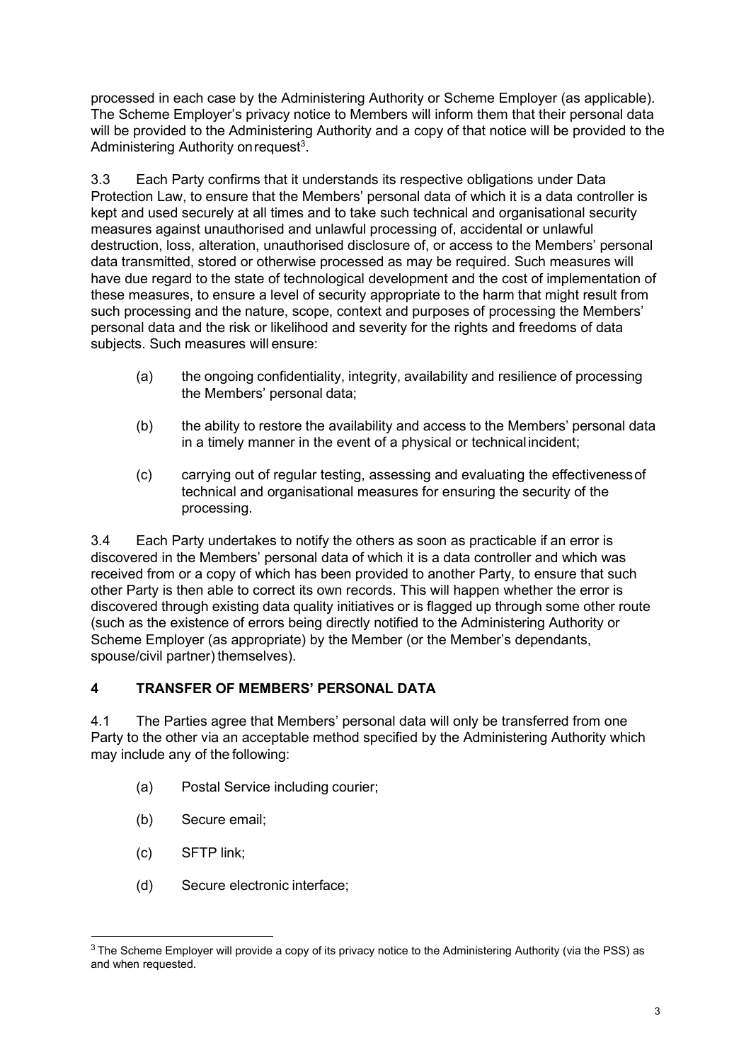processed in each case by the Administering Authority or Scheme Employer (as applicable). The Scheme Employer's privacy notice to Members will inform them that their personal data will be provided to the Administering Authority and a copy of that notice will be provided to the Administering Authority on request[3].

3.3 Each Party confirms that it understands its respective obligations under Data Protection Law, to ensure that the Members' personal data of which it is a data controller is kept and used securely at all times and to take such technical and organisational security measures against unauthorised and unlawful processing of, accidental or unlawful destruction, loss, alteration, unauthorised disclosure of, or access to the Members' personal data transmitted, stored or otherwise processed as may be required. Such measures will have due regard to the state of technological development and the cost of implementation of these measures, to ensure a level of security appropriate to the harm that might result from such processing and the nature, scope, context and purposes of processing the Members' personal data and the risk or likelihood and severity for the rights and freedoms of data subjects. Such measures will ensure:

(a) the ongoing confidentiality, integrity, availability and resilience of processing the Members' personal data;

(b) the ability to restore the availability and access to the Members' personal data in a timely manner in the event of a physical or technical incident;

(c) carrying out of regular testing, assessing and evaluating the effectiveness of technical and organisational measures for ensuring the security of the processing.

3.4 Each Party undertakes to notify the others as soon as practicable if an error is discovered in the Members' personal data of which it is a data controller and which was received from or a copy of which has been provided to another Party, to ensure that such other Party is then able to correct its own records. This will happen whether the error is discovered through existing data quality initiatives or is flagged up through some other route (such as the existence of errors being directly notified to the Administering Authority or Scheme Employer (as appropriate) by the Member (or the Member's dependants, spouse/civil partner) themselves).

## 4 TRANSFER OF MEMBERS' PERSONAL DATA

4.1 The Parties agree that Members' personal data will only be transferred from one Party to the other via an acceptable method specified by the Administering Authority which may include any of the following:

(a) Postal Service including courier;

(b) Secure email;

(c) SFTP link;

(d) Secure electronic interface;

---

[3] The Scheme Employer will provide a copy of its privacy notice to the Administering Authority (via the PSS) as and when requested.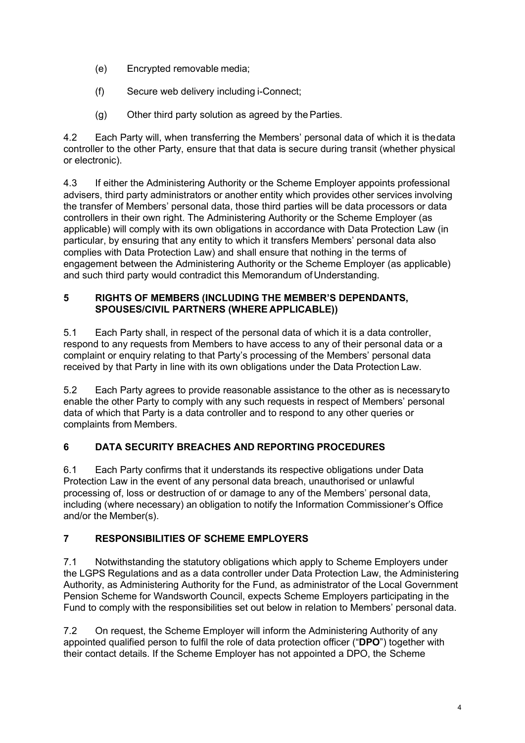(e) Encrypted removable media;

(f) Secure web delivery including i-Connect;

(g) Other third party solution as agreed by the Parties.

4.2 Each Party will, when transferring the Members' personal data of which it is the data controller to the other Party, ensure that that data is secure during transit (whether physical or electronic).

4.3 If either the Administering Authority or the Scheme Employer appoints professional advisers, third party administrators or another entity which provides other services involving the transfer of Members' personal data, those third parties will be data processors or data controllers in their own right. The Administering Authority or the Scheme Employer (as applicable) will comply with its own obligations in accordance with Data Protection Law (in particular, by ensuring that any entity to which it transfers Members' personal data also complies with Data Protection Law) and shall ensure that nothing in the terms of engagement between the Administering Authority or the Scheme Employer (as applicable) and such third party would contradict this Memorandum of Understanding.

## 5 RIGHTS OF MEMBERS (INCLUDING THE MEMBER'S DEPENDANTS, SPOUSES/CIVIL PARTNERS (WHERE APPLICABLE))

5.1 Each Party shall, in respect of the personal data of which it is a data controller, respond to any requests from Members to have access to any of their personal data or a complaint or enquiry relating to that Party's processing of the Members' personal data received by that Party in line with its own obligations under the Data Protection Law.

5.2 Each Party agrees to provide reasonable assistance to the other as is necessary to enable the other Party to comply with any such requests in respect of Members' personal data of which that Party is a data controller and to respond to any other queries or complaints from Members.

## 6 DATA SECURITY BREACHES AND REPORTING PROCEDURES

6.1 Each Party confirms that it understands its respective obligations under Data Protection Law in the event of any personal data breach, unauthorised or unlawful processing of, loss or destruction of or damage to any of the Members' personal data, including (where necessary) an obligation to notify the Information Commissioner's Office and/or the Member(s).

## 7 RESPONSIBILITIES OF SCHEME EMPLOYERS

7.1 Notwithstanding the statutory obligations which apply to Scheme Employers under the LGPS Regulations and as a data controller under Data Protection Law, the Administering Authority, as Administering Authority for the Fund, as administrator of the Local Government Pension Scheme for Wandsworth Council, expects Scheme Employers participating in the Fund to comply with the responsibilities set out below in relation to Members' personal data.

7.2 On request, the Scheme Employer will inform the Administering Authority of any appointed qualified person to fulfil the role of data protection officer ("**DPO**") together with their contact details. If the Scheme Employer has not appointed a DPO, the Scheme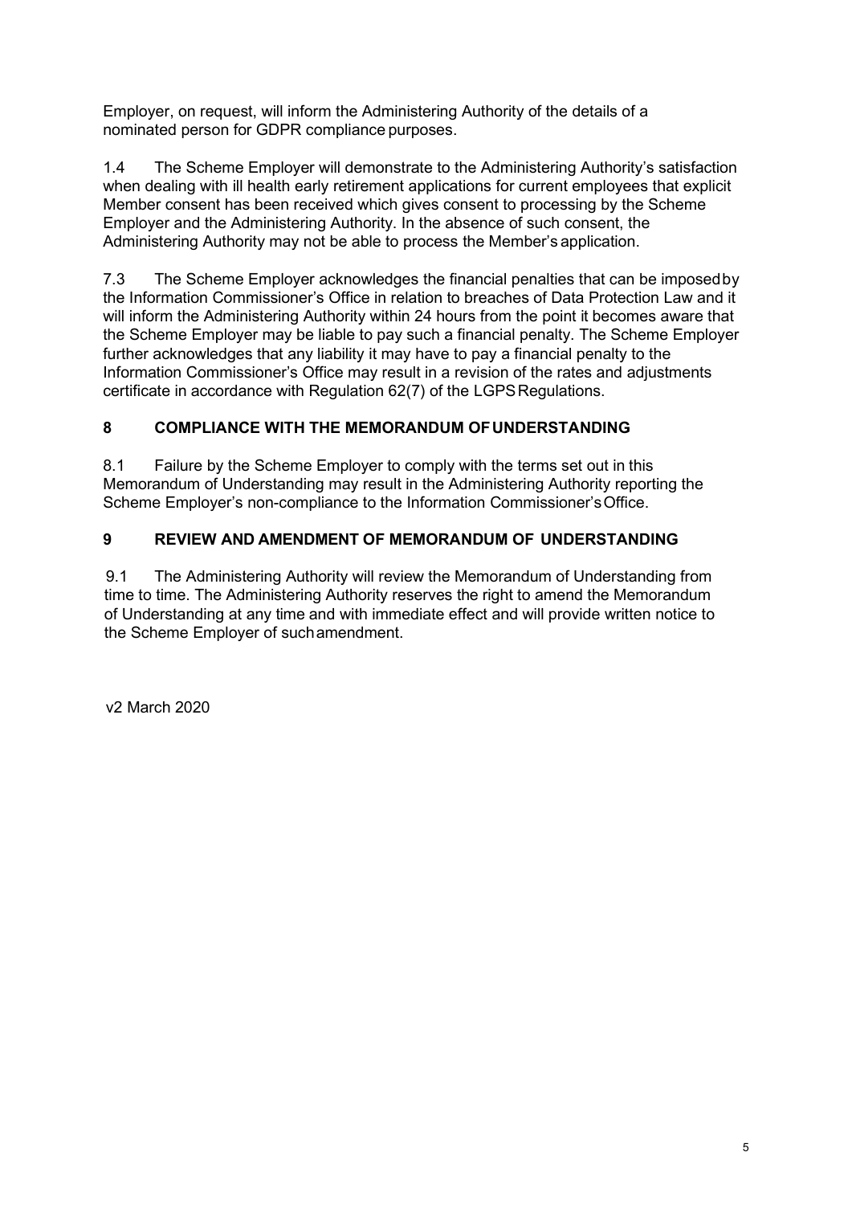Employer, on request, will inform the Administering Authority of the details of a nominated person for GDPR compliance purposes.

1.4 The Scheme Employer will demonstrate to the Administering Authority's satisfaction when dealing with ill health early retirement applications for current employees that explicit Member consent has been received which gives consent to processing by the Scheme Employer and the Administering Authority. In the absence of such consent, the Administering Authority may not be able to process the Member's application.

7.3 The Scheme Employer acknowledges the financial penalties that can be imposed by the Information Commissioner's Office in relation to breaches of Data Protection Law and it will inform the Administering Authority within 24 hours from the point it becomes aware that the Scheme Employer may be liable to pay such a financial penalty. The Scheme Employer further acknowledges that any liability it may have to pay a financial penalty to the Information Commissioner's Office may result in a revision of the rates and adjustments certificate in accordance with Regulation 62(7) of the LGPS Regulations.

## 8 COMPLIANCE WITH THE MEMORANDUM OF UNDERSTANDING

8.1 Failure by the Scheme Employer to comply with the terms set out in this Memorandum of Understanding may result in the Administering Authority reporting the Scheme Employer's non-compliance to the Information Commissioner's Office.

## 9 REVIEW AND AMENDMENT OF MEMORANDUM OF UNDERSTANDING

9.1 The Administering Authority will review the Memorandum of Understanding from time to time. The Administering Authority reserves the right to amend the Memorandum of Understanding at any time and with immediate effect and will provide written notice to the Scheme Employer of such amendment.

v2 March 2020